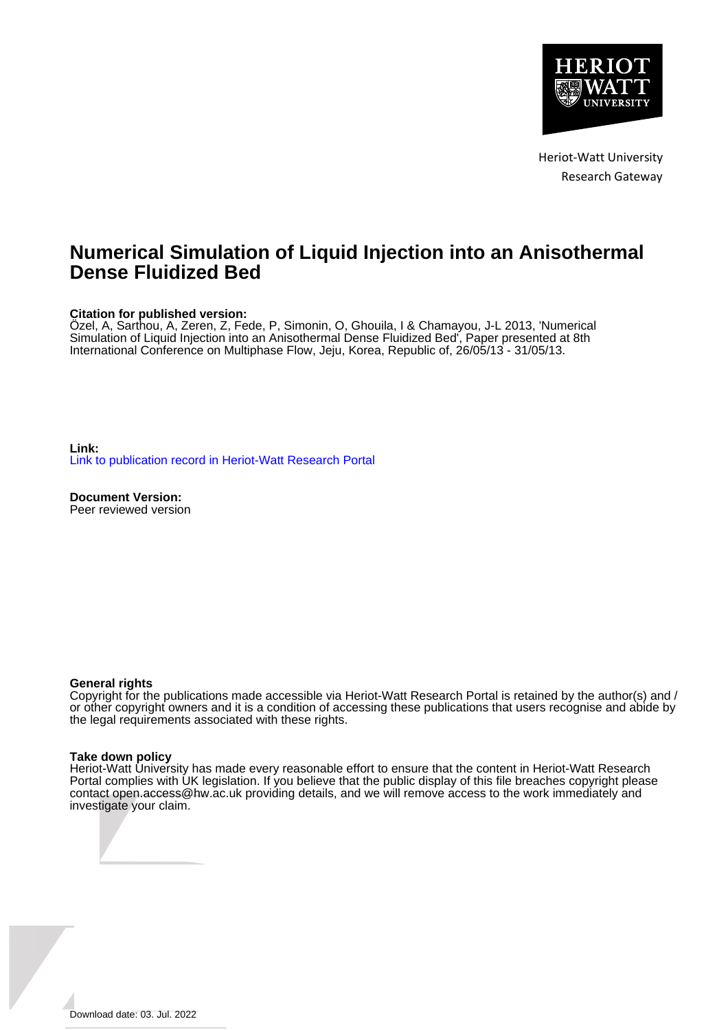Heriot-Watt University
Research Gateway

# Numerical Simulation of Liquid Injection into an Anisothermal Dense Fluidized Bed

**Citation for published version:**
Özel, A, Sarthou, A, Zeren, Z, Fede, P, Simonin, O, Ghouila, I & Chamayou, J-L 2013, 'Numerical Simulation of Liquid Injection into an Anisothermal Dense Fluidized Bed', Paper presented at 8th International Conference on Multiphase Flow, Jeju, Korea, Republic of, 26/05/13 - 31/05/13.

**Link:**
Link to publication record in Heriot-Watt Research Portal

**Document Version:**
Peer reviewed version

**General rights**
Copyright for the publications made accessible via Heriot-Watt Research Portal is retained by the author(s) and / or other copyright owners and it is a condition of accessing these publications that users recognise and abide by the legal requirements associated with these rights.

**Take down policy**
Heriot-Watt University has made every reasonable effort to ensure that the content in Heriot-Watt Research Portal complies with UK legislation. If you believe that the public display of this file breaches copyright please contact open.access@hw.ac.uk providing details, and we will remove access to the work immediately and investigate your claim.

Download date: 03. Jul. 2022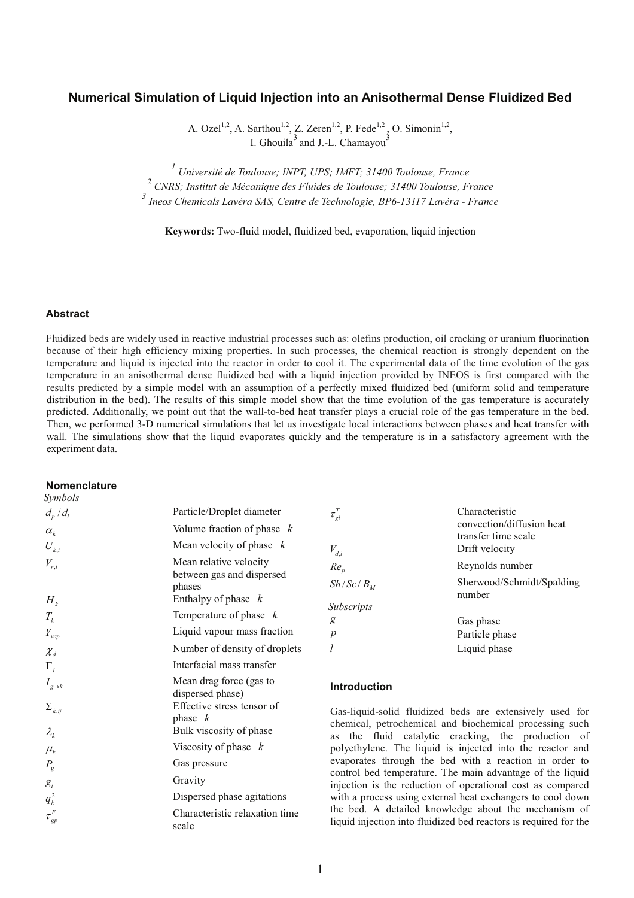# Numerical Simulation of Liquid Injection into an Anisothermal Dense Fluidized Bed

A. Ozel[1,2], A. Sarthou[1,2], Z. Zeren[1,2], P. Fede[1,2], O. Simonin[1,2], I. Ghouila[3] and J.-L. Chamayou[3]

[1] *Université de Toulouse; INPT, UPS; IMFT; 31400 Toulouse, France*
[2] *CNRS; Institut de Mécanique des Fluides de Toulouse; 31400 Toulouse, France*
[3] *Ineos Chemicals Lavéra SAS, Centre de Technologie, BP6-13117 Lavéra - France*

**Keywords:** Two-fluid model, fluidized bed, evaporation, liquid injection

### Abstract

Fluidized beds are widely used in reactive industrial processes such as: olefins production, oil cracking or uranium fluorination because of their high efficiency mixing properties. In such processes, the chemical reaction is strongly dependent on the temperature and liquid is injected into the reactor in order to cool it. The experimental data of the time evolution of the gas temperature in an anisothermal dense fluidized bed with a liquid injection provided by INEOS is first compared with the results predicted by a simple model with an assumption of a perfectly mixed fluidized bed (uniform solid and temperature distribution in the bed). The results of this simple model show that the time evolution of the gas temperature is accurately predicted. Additionally, we point out that the wall-to-bed heat transfer plays a crucial role of the gas temperature in the bed. Then, we performed 3-D numerical simulations that let us investigate local interactions between phases and heat transfer with wall. The simulations show that the liquid evaporates quickly and the temperature is in a satisfactory agreement with the experiment data.

### Nomenclature

*Symbols*

| | |
|---|---|
| $d_p / d_l$ | Particle/Droplet diameter |
| $\alpha_k$ | Volume fraction of phase $k$ |
| $U_{k,i}$ | Mean velocity of phase $k$ |
| $V_{r,i}$ | Mean relative velocity between gas and dispersed phases |
| $H_k$ | Enthalpy of phase $k$ |
| $T_k$ | Temperature of phase $k$ |
| $Y_{vap}$ | Liquid vapour mass fraction |
| $\chi_d$ | Number of density of droplets |
| $\Gamma_l$ | Interfacial mass transfer |
| $I_{g\rightarrow k}$ | Mean drag force (gas to dispersed phase) |
| $\Sigma_{k,ij}$ | Effective stress tensor of phase $k$ |
| $\lambda_k$ | Bulk viscosity of phase |
| $\mu_k$ | Viscosity of phase $k$ |
| $P_g$ | Gas pressure |
| $g_i$ | Gravity |
| $q_k^2$ | Dispersed phase agitations |
| $\tau_{gp}^F$ | Characteristic relaxation time scale |
| $\tau_{gl}^T$ | Characteristic convection/diffusion heat transfer time scale |
| $V_{d,i}$ | Drift velocity |
| $Re_p$ | Reynolds number |
| $Sh / Sc / B_M$ | Sherwood/Schmidt/Spalding number |

*Subscripts*

| | |
|---|---|
| $g$ | Gas phase |
| $p$ | Particle phase |
| $l$ | Liquid phase |

### Introduction

Gas-liquid-solid fluidized beds are extensively used for chemical, petrochemical and biochemical processing such as the fluid catalytic cracking, the production of polyethylene. The liquid is injected into the reactor and evaporates through the bed with a reaction in order to control bed temperature. The main advantage of the liquid injection is the reduction of operational cost as compared with a process using external heat exchangers to cool down the bed. A detailed knowledge about the mechanism of liquid injection into fluidized bed reactors is required for the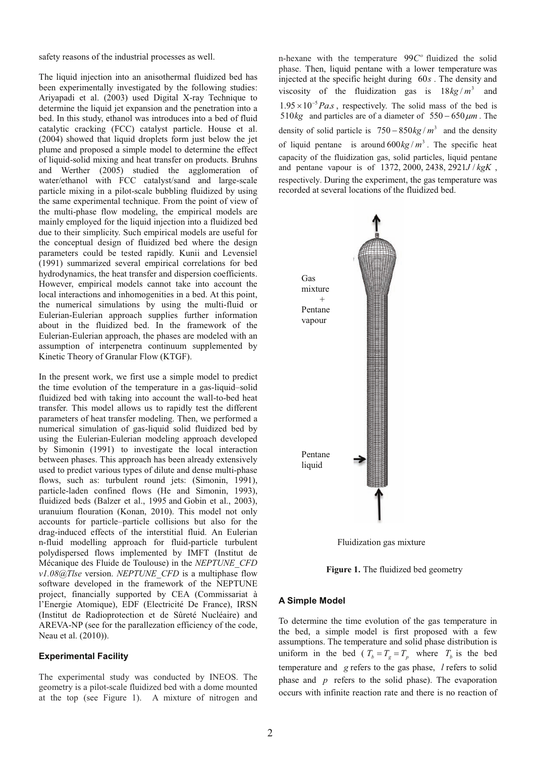safety reasons of the industrial processes as well.

The liquid injection into an anisothermal fluidized bed has been experimentally investigated by the following studies: Ariyapadi et al. (2003) used Digital X-ray Technique to determine the liquid jet expansion and the penetration into a bed. In this study, ethanol was introduces into a bed of fluid catalytic cracking (FCC) catalyst particle. House et al. (2004) showed that liquid droplets form just below the jet plume and proposed a simple model to determine the effect of liquid-solid mixing and heat transfer on products. Bruhns and Werther (2005) studied the agglomeration of water/ethanol with FCC catalyst/sand and large-scale particle mixing in a pilot-scale bubbling fluidized by using the same experimental technique. From the point of view of the multi-phase flow modeling, the empirical models are mainly employed for the liquid injection into a fluidized bed due to their simplicity. Such empirical models are useful for the conceptual design of fluidized bed where the design parameters could be tested rapidly. Kunii and Levensiel (1991) summarized several empirical correlations for bed hydrodynamics, the heat transfer and dispersion coefficients. However, empirical models cannot take into account the local interactions and inhomogenities in a bed. At this point, the numerical simulations by using the multi-fluid or Eulerian-Eulerian approach supplies further information about in the fluidized bed. In the framework of the Eulerian-Eulerian approach, the phases are modeled with an assumption of interpenetra continuum supplemented by Kinetic Theory of Granular Flow (KTGF).

In the present work, we first use a simple model to predict the time evolution of the temperature in a gas-liquid–solid fluidized bed with taking into account the wall-to-bed heat transfer. This model allows us to rapidly test the different parameters of heat transfer modeling. Then, we performed a numerical simulation of gas-liquid solid fluidized bed by using the Eulerian-Eulerian modeling approach developed by Simonin (1991) to investigate the local interaction between phases. This approach has been already extensively used to predict various types of dilute and dense multi-phase flows, such as: turbulent round jets: (Simonin, 1991), particle-laden confined flows (He and Simonin, 1993), fluidized beds (Balzer et al., 1995 and Gobin et al., 2003), uranuium flouration (Konan, 2010). This model not only accounts for particle–particle collisions but also for the drag-induced effects of the interstitial fluid. An Eulerian n-fluid modelling approach for fluid-particle turbulent polydispersed flows implemented by IMFT (Institut de Mécanique des Fluide de Toulouse) in the *NEPTUNE_CFD v1.08@Tlse* version. *NEPTUNE_CFD* is a multiphase flow software developed in the framework of the NEPTUNE project, financially supported by CEA (Commissariat à l'Energie Atomique), EDF (Electricité De France), IRSN (Institut de Radioprotection et de Sûreté Nucléaire) and AREVA-NP (see for the parallezation efficiency of the code, Neau et al. (2010)).

### Experimental Facility

The experimental study was conducted by INEOS. The geometry is a pilot-scale fluidized bed with a dome mounted at the top (see Figure 1). A mixture of nitrogen and n-hexane with the temperature $99C^o$ fluidized the solid phase. Then, liquid pentane with a lower temperature was injected at the specific height during $60s$. The density and viscosity of the fluidization gas is $18kg/m^3$ and $1.95\times10^{-5}Pa.s$, respectively. The solid mass of the bed is $510kg$ and particles are of a diameter of $550-650\mu m$. The density of solid particle is $750-850kg/m^3$ and the density of liquid pentane is around $600kg/m^3$. The specific heat capacity of the fluidization gas, solid particles, liquid pentane and pentane vapour is of $1372, 2000, 2438, 2921 J/kgK$, respectively. During the experiment, the gas temperature was recorded at several locations of the fluidized bed.

Gas mixture + Pentane vapour

Pentane liquid

Fluidization gas mixture

**Figure 1.** The fluidized bed geometry

### A Simple Model

To determine the time evolution of the gas temperature in the bed, a simple model is first proposed with a few assumptions. The temperature and solid phase distribution is uniform in the bed ($T_b = T_g = T_p$ where $T_b$ is the bed temperature and $g$ refers to the gas phase, $l$ refers to solid phase and $p$ refers to the solid phase). The evaporation occurs with infinite reaction rate and there is no reaction of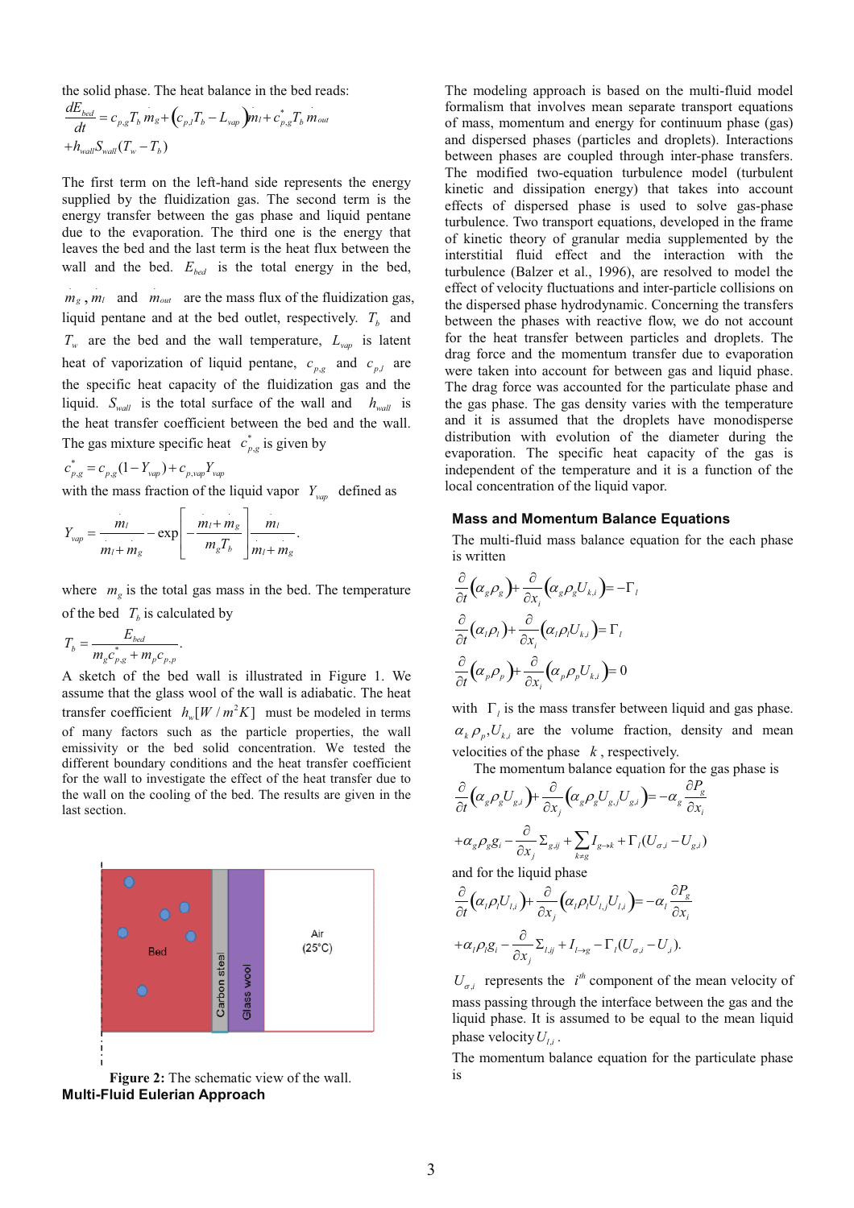the solid phase. The heat balance in the bed reads:

$$\frac{dE_{bed}}{dt} = c_{p,g} T_b \dot{m}_g + \left(c_{p,l} T_b - L_{vap}\right)\dot{m}_l + c^*_{p,g} T_b \dot{m}_{out} + h_{wall} S_{wall}(T_w - T_b)$$

The first term on the left-hand side represents the energy supplied by the fluidization gas. The second term is the energy transfer between the gas phase and liquid pentane due to the evaporation. The third one is the energy that leaves the bed and the last term is the heat flux between the wall and the bed. $E_{bed}$ is the total energy in the bed, $\dot{m}_g$, $\dot{m}_l$ and $\dot{m}_{out}$ are the mass flux of the fluidization gas, liquid pentane and at the bed outlet, respectively. $T_b$ and $T_w$ are the bed and the wall temperature, $L_{vap}$ is latent heat of vaporization of liquid pentane, $c_{p,g}$ and $c_{p,l}$ are the specific heat capacity of the fluidization gas and the liquid. $S_{wall}$ is the total surface of the wall and $h_{wall}$ is the heat transfer coefficient between the bed and the wall. The gas mixture specific heat $c^*_{p,g}$ is given by

$$c^*_{p,g} = c_{p,g}(1 - Y_{vap}) + c_{p,vap} Y_{vap}$$

with the mass fraction of the liquid vapor $Y_{vap}$ defined as

$$Y_{vap} = \frac{\dot{m}_l}{\dot{m}_l + \dot{m}_g} - \exp\left[-\frac{\dot{m}_l + \dot{m}_g}{m_g T_b}\right]\frac{\dot{m}_l}{\dot{m}_l + \dot{m}_g}.$$

where $m_g$ is the total gas mass in the bed. The temperature of the bed $T_b$ is calculated by

$$T_b = \frac{E_{bed}}{m_g c^*_{p,g} + m_p c_{p,p}}.$$

A sketch of the bed wall is illustrated in Figure 1. We assume that the glass wool of the wall is adiabatic. The heat transfer coefficient $h_w[W/m^2K]$ must be modeled in terms of many factors such as the particle properties, the wall emissivity or the bed solid concentration. We tested the different boundary conditions and the heat transfer coefficient for the wall to investigate the effect of the heat transfer due to the wall on the cooling of the bed. The results are given in the last section.

Bed

Carbon steel

Glass wool

Air (25°C)

**Figure 2:** The schematic view of the wall.

### Multi-Fluid Eulerian Approach

The modeling approach is based on the multi-fluid model formalism that involves mean separate transport equations of mass, momentum and energy for continuum phase (gas) and dispersed phases (particles and droplets). Interactions between phases are coupled through inter-phase transfers. The modified two-equation turbulence model (turbulent kinetic and dissipation energy) that takes into account effects of dispersed phase is used to solve gas-phase turbulence. Two transport equations, developed in the frame of kinetic theory of granular media supplemented by the interstitial fluid effect and the interaction with the turbulence (Balzer et al., 1996), are resolved to model the effect of velocity fluctuations and inter-particle collisions on the dispersed phase hydrodynamic. Concerning the transfers between the phases with reactive flow, we do not account for the heat transfer between particles and droplets. The drag force and the momentum transfer due to evaporation were taken into account for between gas and liquid phase. The drag force was accounted for the particulate phase and the gas phase. The gas density varies with the temperature and it is assumed that the droplets have monodisperse distribution with evolution of the diameter during the evaporation. The specific heat capacity of the gas is independent of the temperature and it is a function of the local concentration of the liquid vapor.

### Mass and Momentum Balance Equations

The multi-fluid mass balance equation for the each phase is written

$$\frac{\partial}{\partial t}\left(\alpha_g \rho_g\right) + \frac{\partial}{\partial x_i}\left(\alpha_g \rho_g U_{k,i}\right) = -\Gamma_l$$

$$\frac{\partial}{\partial t}\left(\alpha_l \rho_l\right) + \frac{\partial}{\partial x_i}\left(\alpha_l \rho_l U_{k,i}\right) = \Gamma_l$$

$$\frac{\partial}{\partial t}\left(\alpha_p \rho_p\right) + \frac{\partial}{\partial x_i}\left(\alpha_p \rho_p U_{k,i}\right) = 0$$

with $\Gamma_l$ is the mass transfer between liquid and gas phase. $\alpha_k\, \rho_p, U_{k,i}$ are the volume fraction, density and mean velocities of the phase $k$, respectively.

The momentum balance equation for the gas phase is

$$\frac{\partial}{\partial t}\left(\alpha_g \rho_g U_{g,i}\right) + \frac{\partial}{\partial x_j}\left(\alpha_g \rho_g U_{g,j} U_{g,i}\right) = -\alpha_g \frac{\partial P_g}{\partial x_i} + \alpha_g \rho_g g_i - \frac{\partial}{\partial x_j}\Sigma_{g,ij} + \sum_{k \neq g} I_{g \to k} + \Gamma_l (U_{\sigma,i} - U_{g,i})$$

and for the liquid phase

$$\frac{\partial}{\partial t}\left(\alpha_l \rho_l U_{l,i}\right) + \frac{\partial}{\partial x_j}\left(\alpha_l \rho_l U_{l,j} U_{l,i}\right) = -\alpha_l \frac{\partial P_g}{\partial x_i} + \alpha_l \rho_l g_i - \frac{\partial}{\partial x_j}\Sigma_{l,ij} + I_{l \to g} - \Gamma_l (U_{\sigma,i} - U_{l,i}).$$

$U_{\sigma,i}$ represents the $i^{th}$ component of the mean velocity of mass passing through the interface between the gas and the liquid phase. It is assumed to be equal to the mean liquid phase velocity $U_{l,i}$.

The momentum balance equation for the particulate phase is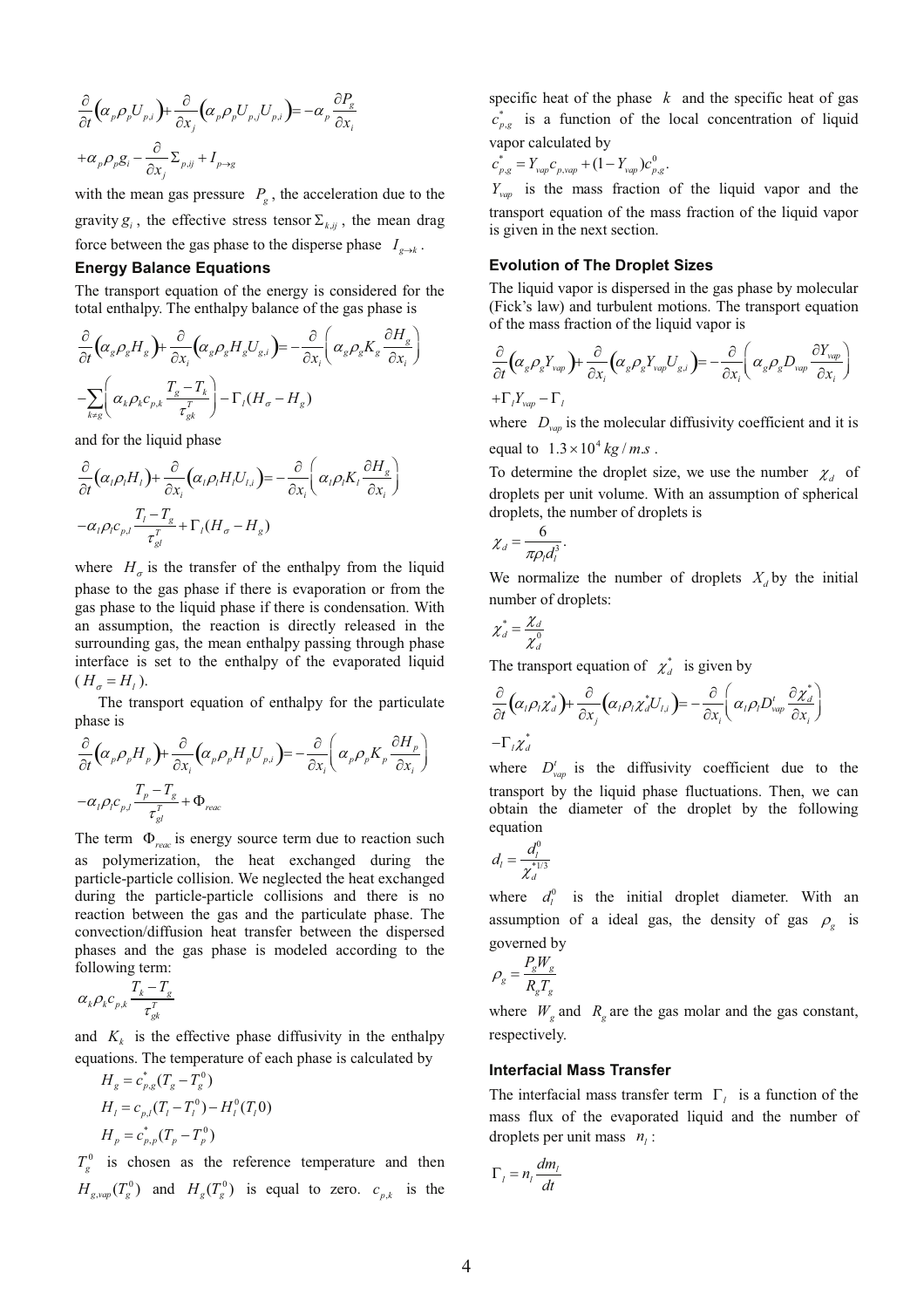$$\frac{\partial}{\partial t}\left(\alpha_p \rho_p U_{p,i}\right)+\frac{\partial}{\partial x_j}\left(\alpha_p \rho_p U_{p,j} U_{p,i}\right)=-\alpha_p \frac{\partial P_g}{\partial x_i}$$
$$+\alpha_p \rho_p g_i-\frac{\partial}{\partial x_j}\Sigma_{p,ij}+I_{p\to g}$$

with the mean gas pressure $P_g$, the acceleration due to the gravity $g_i$, the effective stress tensor $\Sigma_{k,ij}$, the mean drag force between the gas phase to the disperse phase $I_{g\to k}$.

### Energy Balance Equations

The transport equation of the energy is considered for the total enthalpy. The enthalpy balance of the gas phase is

$$\frac{\partial}{\partial t}\left(\alpha_g \rho_g H_g\right)+\frac{\partial}{\partial x_i}\left(\alpha_g \rho_g H_g U_{g,i}\right)=-\frac{\partial}{\partial x_i}\left(\alpha_g \rho_g K_g \frac{\partial H_g}{\partial x_i}\right)$$
$$-\sum_{k\neq g}\left(\alpha_k \rho_k c_{p,k}\frac{T_g-T_k}{\tau_{gk}^T}\right)-\Gamma_l(H_\sigma-H_g)$$

and for the liquid phase

$$\frac{\partial}{\partial t}\left(\alpha_l \rho_l H_l\right)+\frac{\partial}{\partial x_i}\left(\alpha_l \rho_l H_l U_{l,i}\right)=-\frac{\partial}{\partial x_i}\left(\alpha_l \rho_l K_l \frac{\partial H_g}{\partial x_i}\right)$$
$$-\alpha_l \rho_l c_{p,l}\frac{T_l-T_g}{\tau_{gl}^T}+\Gamma_l(H_\sigma-H_g)$$

where $H_\sigma$ is the transfer of the enthalpy from the liquid phase to the gas phase if there is evaporation or from the gas phase to the liquid phase if there is condensation. With an assumption, the reaction is directly released in the surrounding gas, the mean enthalpy passing through phase interface is set to the enthalpy of the evaporated liquid ($H_\sigma = H_l$).

The transport equation of enthalpy for the particulate phase is

$$\frac{\partial}{\partial t}\left(\alpha_p \rho_p H_p\right)+\frac{\partial}{\partial x_i}\left(\alpha_p \rho_p H_p U_{p,i}\right)=-\frac{\partial}{\partial x_i}\left(\alpha_p \rho_p K_p \frac{\partial H_p}{\partial x_i}\right)$$
$$-\alpha_l \rho_l c_{p,l}\frac{T_p-T_g}{\tau_{gl}^T}+\Phi_{reac}$$

The term $\Phi_{reac}$ is energy source term due to reaction such as polymerization, the heat exchanged during the particle-particle collision. We neglected the heat exchanged during the particle-particle collisions and there is no reaction between the gas and the particulate phase. The convection/diffusion heat transfer between the dispersed phases and the gas phase is modeled according to the following term:

$$\alpha_k \rho_k c_{p,k}\frac{T_k-T_g}{\tau_{gk}^T}$$

and $K_k$ is the effective phase diffusivity in the enthalpy equations. The temperature of each phase is calculated by

$$H_g = c_{p,g}^*(T_g - T_g^0)$$
$$H_l = c_{p,l}(T_l - T_l^0) - H_l^0(T_l 0)$$
$$H_p = c_{p,p}^*(T_p - T_p^0)$$

$T_g^0$ is chosen as the reference temperature and then $H_{g,vap}(T_g^0)$ and $H_g(T_g^0)$ is equal to zero. $c_{p,k}$ is the specific heat of the phase $k$ and the specific heat of gas $c_{p,g}^*$ is a function of the local concentration of liquid vapor calculated by

$c_{p,g}^* = Y_{vap} c_{p,vap} + (1-Y_{vap})c_{p,g}^0$.

$Y_{vap}$ is the mass fraction of the liquid vapor and the transport equation of the mass fraction of the liquid vapor is given in the next section.

### Evolution of The Droplet Sizes

The liquid vapor is dispersed in the gas phase by molecular (Fick's law) and turbulent motions. The transport equation of the mass fraction of the liquid vapor is

$$\frac{\partial}{\partial t}\left(\alpha_g \rho_g Y_{vap}\right)+\frac{\partial}{\partial x_i}\left(\alpha_g \rho_g Y_{vap} U_{g,i}\right)=-\frac{\partial}{\partial x_i}\left(\alpha_g \rho_g D_{vap}\frac{\partial Y_{vap}}{\partial x_i}\right)$$
$$+\Gamma_l Y_{vap} - \Gamma_l$$

where $D_{vap}$ is the molecular diffusivity coefficient and it is equal to $1.3\times 10^4\ kg/m.s$.

To determine the droplet size, we use the number $\chi_d$ of droplets per unit volume. With an assumption of spherical droplets, the number of droplets is

$$\chi_d = \frac{6}{\pi \rho_l d_l^3}.$$

We normalize the number of droplets $X_d$ by the initial number of droplets:

$$\chi_d^* = \frac{\chi_d}{\chi_d^0}$$

The transport equation of $\chi_d^*$ is given by

$$\frac{\partial}{\partial t}\left(\alpha_l \rho_l \chi_d^*\right)+\frac{\partial}{\partial x_j}\left(\alpha_l \rho_l \chi_d^* U_{l,i}\right)=-\frac{\partial}{\partial x_i}\left(\alpha_l \rho_l D_{vap}^t \frac{\partial \chi_d^*}{\partial x_i}\right)$$
$$-\Gamma_l \chi_d^*$$

where $D_{vap}^t$ is the diffusivity coefficient due to the transport by the liquid phase fluctuations. Then, we can obtain the diameter of the droplet by the following equation

$$d_l = \frac{d_l^0}{\chi_d^{*1/3}}$$

where $d_l^0$ is the initial droplet diameter. With an assumption of a ideal gas, the density of gas $\rho_g$ is governed by

$$\rho_g = \frac{P_g W_g}{R_g T_g}$$

where $W_g$ and $R_g$ are the gas molar and the gas constant, respectively.

### Interfacial Mass Transfer

The interfacial mass transfer term $\Gamma_l$ is a function of the mass flux of the evaporated liquid and the number of droplets per unit mass $n_l$:

$$\Gamma_l = n_l \frac{dm_l}{dt}$$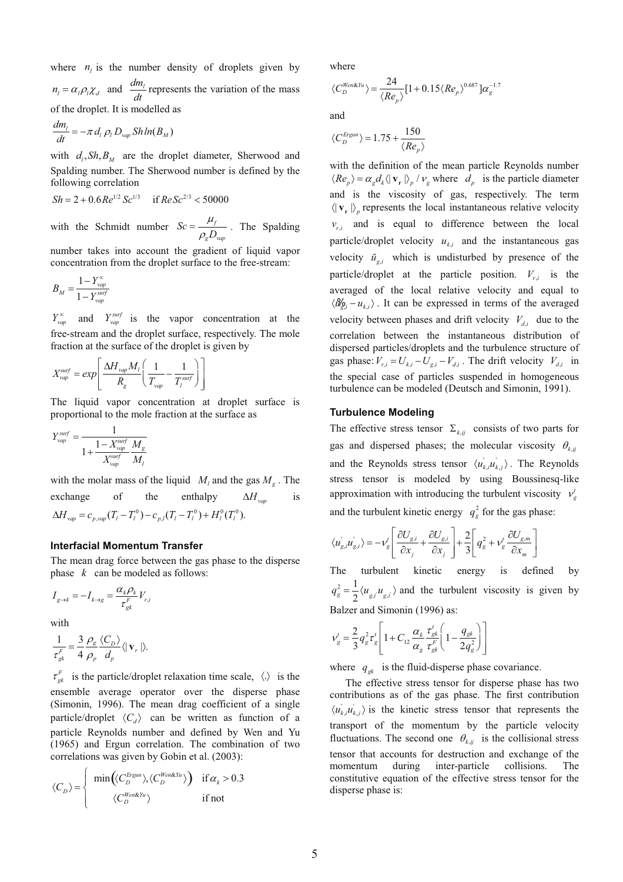where $n_l$ is the number density of droplets given by $n_l = \alpha_l \rho_l \chi_d$ and $\frac{dm_l}{dt}$ represents the variation of the mass of the droplet. It is modelled as

$$\frac{dm_l}{dt} = -\pi\, d_l\, \rho_l\, D_{vap}\, Sh\, ln(B_M)$$

with $d_l, Sh, B_M$ are the droplet diameter, Sherwood and Spalding number. The Sherwood number is defined by the following correlation

$$Sh = 2 + 0.6 Re^{1/2}\, Sc^{1/3} \quad \text{if } Re\, Sc^{2/3} < 50000$$

with the Schmidt number $Sc = \frac{\mu_f}{\rho_g D_{vap}}$. The Spalding number takes into account the gradient of liquid vapor concentration from the droplet surface to the free-stream:

$$B_M = \frac{1 - Y_{vap}^{\infty}}{1 - Y_{vap}^{surf}}$$

$Y_{vap}^{\infty}$ and $Y_{vap}^{surf}$ is the vapor concentration at the free-stream and the droplet surface, respectively. The mole fraction at the surface of the droplet is given by

$$X_{vap}^{surf} = exp\left[\frac{\Delta H_{vap} M_l}{R_g}\left(\frac{1}{T_{vap}} - \frac{1}{T_l^{surf}}\right)\right]$$

The liquid vapor concentration at droplet surface is proportional to the mole fraction at the surface as

$$Y_{vap}^{surf} = \frac{1}{1 + \frac{1 - X_{vap}^{surf}}{X_{vap}^{surf}} \frac{M_g}{M_l}}$$

with the molar mass of the liquid $M_l$ and the gas $M_g$. The exchange of the enthalpy $\Delta H_{vap}$ is $\Delta H_{vap} = c_{p,vap}(T_l - T_l^0) - c_{p,l}(T_l - T_l^0) + H_l^0(T_l^0)$.

#### Interfacial Momentum Transfer

The mean drag force between the gas phase to the disperse phase $k$ can be modeled as follows:

$$I_{g\to k} = -I_{k\to g} = \frac{\alpha_k \rho_k}{\tau_{gk}^F} V_{r,i}$$

with

$$\frac{1}{\tau_{gk}^F} = \frac{3}{4}\frac{\rho_g}{\rho_p}\frac{\langle C_D \rangle}{d_p}\langle |\mathbf{v}_r|\rangle.$$

$\tau_{gk}^F$ is the particle/droplet relaxation time scale, $\langle.\rangle$ is the ensemble average operator over the disperse phase (Simonin, 1996). The mean drag coefficient of a single particle/droplet $\langle C_d \rangle$ can be written as function of a particle Reynolds number and defined by Wen and Yu (1965) and Ergun correlation. The combination of two correlations was given by Gobin et al. (2003):

$$\langle C_D \rangle = \begin{cases} \min\left(\langle C_D^{Ergun}\rangle, \langle C_D^{Wen\&Yu}\rangle\right) & \text{if } \alpha_k > 0.3 \\ \langle C_D^{Wen\&Yu}\rangle & \text{if not} \end{cases}$$

where

$$\langle C_D^{Wen\&Yu}\rangle = \frac{24}{\langle Re_p \rangle}[1 + 0.15\langle Re_p\rangle^{0.687}]\alpha_g^{-1.7}$$

and

$$\langle C_D^{Ergun}\rangle = 1.75 + \frac{150}{\langle Re_p \rangle}$$

with the definition of the mean particle Reynolds number $\langle Re_p \rangle = \alpha_g d_k \langle|\mathbf{v_r}|\rangle_p / \nu_g$ where $d_p$ is the particle diameter and is the viscosity of gas, respectively. The term $\langle|\mathbf{v_r}|\rangle_p$ represents the local instantaneous relative velocity $v_{r,i}$ and is equal to difference between the local particle/droplet velocity $u_{k,i}$ and the instantaneous gas velocity $\tilde{u}_{g,i}$ which is undisturbed by presence of the particle/droplet at the particle position. $V_{r,i}$ is the averaged of the local relative velocity and equal to $\langle \tilde{u}_{g,i} - u_{k,i}\rangle$. It can be expressed in terms of the averaged velocity between phases and drift velocity $V_{d,i}$ due to the correlation between the instantaneous distribution of dispersed particles/droplets and the turbulence structure of gas phase: $V_{r,i} = U_{k,i} - U_{g,i} - V_{d,i}$. The drift velocity $V_{d,i}$ in the special case of particles suspended in homogeneous turbulence can be modeled (Deutsch and Simonin, 1991).

#### Turbulence Modeling

The effective stress tensor $\Sigma_{k,ij}$ consists of two parts for gas and dispersed phases; the molecular viscosity $\theta_{k,ij}$ and the Reynolds stress tensor $\langle u'_{k,i} u'_{k,j}\rangle$. The Reynolds stress tensor is modeled by using Boussinesq-like approximation with introducing the turbulent viscosity $\nu_g^t$ and the turbulent kinetic energy $q_g^2$ for the gas phase:

$$\langle u'_{g,i} u'_{g,i}\rangle = -\nu_g^t\left[\frac{\partial U_{g,i}}{\partial x_j} + \frac{\partial U_{g,i}}{\partial x_j}\right] + \frac{2}{3}\left[q_g^2 + \nu_g^t \frac{\partial U_{g,m}}{\partial x_m}\right]$$

The turbulent kinetic energy is defined by $q_g^2 = \frac{1}{2}\langle u_{g,i} u_{g,i}\rangle$ and the turbulent viscosity is given by Balzer and Simonin (1996) as:

$$\nu_g^t = \frac{2}{3} q_g^2 \tau_g^t \left[1 + C_{12}\frac{\alpha_k}{\alpha_g}\frac{\tau_{gk}^t}{\tau_{gk}^F}\left(1 - \frac{q_{gk}}{2q_g^2}\right)\right]$$

where $q_{gk}$ is the fluid-disperse phase covariance.

The effective stress tensor for disperse phase has two contributions as of the gas phase. The first contribution $\langle u'_{k,i} u'_{k,j}\rangle$ is the kinetic stress tensor that represents the transport of the momentum by the particle velocity fluctuations. The second one $\theta_{k,ij}$ is the collisional stress tensor that accounts for destruction and exchange of the momentum during inter-particle collisions. The constitutive equation of the effective stress tensor for the disperse phase is: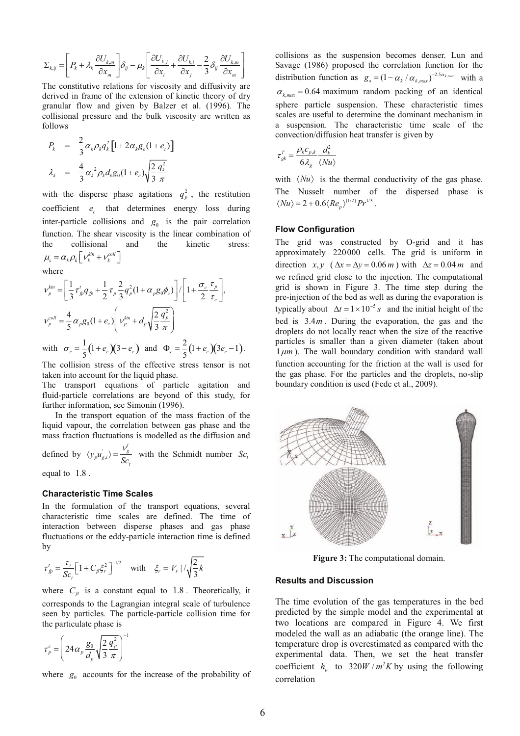$$\Sigma_{k,ij} = \left[ P_k + \lambda_k \frac{\partial U_{k,m}}{\partial x_m} \right] \delta_{ij} - \mu_k \left[ \frac{\partial U_{k,j}}{\partial x_i} + \frac{\partial U_{k,i}}{\partial x_j} - \frac{2}{3} \delta_{ij} \frac{\partial U_{k,m}}{\partial x_m} \right]$$

The constitutive relations for viscosity and diffusivity are derived in frame of the extension of kinetic theory of dry granular flow and given by Balzer et al. (1996). The collisional pressure and the bulk viscosity are written as follows

$$P_k = \frac{2}{3} \alpha_k \rho_k q_k^2 \left[ 1 + 2\alpha_k g_o (1 + e_c) \right]$$

$$\lambda_k = \frac{4}{3} \alpha_k^{\,2} \rho_k d_k g_0 (1 + e_c) \sqrt{\frac{2}{3} \frac{q_k^2}{\pi}}$$

with the disperse phase agitations $q_p^2$, the restitution coefficient $e_c$ that determines energy loss during inter-particle collisions and $g_0$ is the pair correlation function. The shear viscosity is the linear combination of the collisional and the kinetic stress: $\mu_s = \alpha_k \rho_k \left[ \nu_k^{kin} + \nu_k^{coll} \right]$

where

$$\nu_p^{kin} = \left[ \frac{1}{3} \tau_{fp}^t q_{fp} + \frac{1}{2} \tau_p \frac{2}{3} q_p^2 (1 + \alpha_p g_0 \phi_c) \right] / \left[ 1 + \frac{\sigma_c}{2} \frac{\tau_p}{\tau_c} \right],$$

$$\nu_p^{coll} = \frac{4}{5} \alpha_p g_0 (1 + e_c) \left( \nu_p^{kin} + d_p \sqrt{\frac{2}{3} \frac{q_p^2}{\pi}} \right)$$

with $\sigma_c = \frac{1}{5}(1 + e_c)(3 - e_c)$ and $\Phi_c = \frac{2}{5}(1 + e_c)(3e_c - 1)$.

The collision stress of the effective stress tensor is not taken into account for the liquid phase.

The transport equations of particle agitation and fluid-particle correlations are beyond of this study, for further information, see Simonin (1996).

In the transport equation of the mass fraction of the liquid vapour, the correlation between gas phase and the mass fraction fluctuations is modelled as the diffusion and defined by $\langle y_p' u_{g,i}' \rangle = \frac{\nu_g^t}{Sc_t}$ with the Schmidt number $Sc_t$ equal to $1.8$.

### Characteristic Time Scales

In the formulation of the transport equations, several characteristic time scales are defined. The time of interaction between disperse phases and gas phase fluctuations or the eddy-particle interaction time is defined by

$$\tau_{fp}^t = \frac{\tau_t}{Sc_t} \left[ 1 + C_\beta \xi_r^2 \right]^{-1/2} \quad \text{with} \quad \xi_r = |V_r| / \sqrt{\frac{2}{3} k}$$

where $C_\beta$ is a constant equal to $1.8$. Theoretically, it corresponds to the Lagrangian integral scale of turbulence seen by particles. The particle-particle collision time for the particulate phase is

$$\tau_p^c = \left( 24 \alpha_p \frac{g_0}{d_p} \sqrt{\frac{2}{3} \frac{q_p^2}{\pi}} \right)^{-1}$$

where $g_0$ accounts for the increase of the probability of collisions as the suspension becomes denser. Lun and Savage (1986) proposed the correlation function for the distribution function as $g_o = (1 - \alpha_k / \alpha_{k,max})^{-2.5\alpha_{k,max}}$ with a $\alpha_{k,max} = 0.64$ maximum random packing of an identical sphere particle suspension. These characteristic times scales are useful to determine the dominant mechanism in a suspension. The characteristic time scale of the convection/diffusion heat transfer is given by

$$\tau_{gk}^T = \frac{\rho_k c_{p,k}}{6 \lambda_g} \frac{d_k^2}{\langle Nu \rangle}$$

with $\langle Nu \rangle$ is the thermal conductivity of the gas phase. The Nusselt number of the dispersed phase is $\langle Nu \rangle = 2 + 0.6 \langle Re_p \rangle^{(1/2)} Pr^{1/3}$.

### Flow Configuration

The grid was constructed by O-grid and it has approximately 220000 cells. The grid is uniform in direction $x, y$ ($\Delta x = \Delta y = 0.06\,m$) with $\Delta z = 0.04\,m$ and we refined grid close to the injection. The computational grid is shown in Figure 3. The time step during the pre-injection of the bed as well as during the evaporation is typically about $\Delta t = 1 \times 10^{-5}\,s$ and the initial height of the bed is $3.4\,m$. During the evaporation, the gas and the droplets do not locally react when the size of the reactive particles is smaller than a given diameter (taken about $1\,\mu m$). The wall boundary condition with standard wall function accounting for the friction at the wall is used for the gas phase. For the particles and the droplets, no-slip boundary condition is used (Fede et al., 2009).

**Figure 3:** The computational domain.

### Results and Discussion

The time evolution of the gas temperatures in the bed predicted by the simple model and the experimental at two locations are compared in Figure 4. We first modeled the wall as an adiabatic (the orange line). The temperature drop is overestimated as compared with the experimental data. Then, we set the heat transfer coefficient $h_w$ to $320\,W/m^2K$ by using the following correlation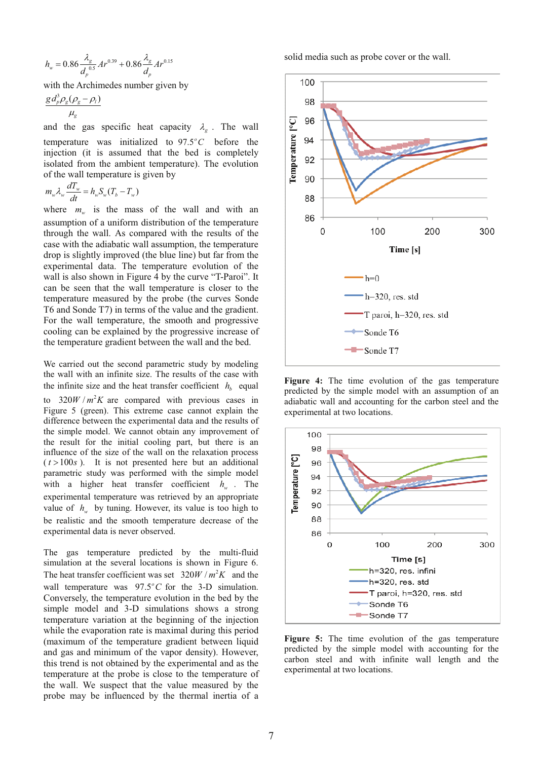$$h_w = 0.86\frac{\lambda_g}{d_p^{0.5}}Ar^{0.39} + 0.86\frac{\lambda_g}{d_p}Ar^{0.15}$$

with the Archimedes number given by

$$\frac{g d_p^3 \rho_g(\rho_g - \rho_l)}{\mu_g}$$

and the gas specific heat capacity $\lambda_g$. The wall temperature was initialized to $97.5^oC$ before the injection (it is assumed that the bed is completely isolated from the ambient temperature). The evolution of the wall temperature is given by

$$m_w \lambda_w \frac{dT_w}{dt} = h_w S_w (T_b - T_w)$$

where $m_w$ is the mass of the wall and with an assumption of a uniform distribution of the temperature through the wall. As compared with the results of the case with the adiabatic wall assumption, the temperature drop is slightly improved (the blue line) but far from the experimental data. The temperature evolution of the wall is also shown in Figure 4 by the curve "T-Paroi". It can be seen that the wall temperature is closer to the temperature measured by the probe (the curves Sonde T6 and Sonde T7) in terms of the value and the gradient. For the wall temperature, the smooth and progressive cooling can be explained by the progressive increase of the temperature gradient between the wall and the bed.

We carried out the second parametric study by modeling the wall with an infinite size. The results of the case with the infinite size and the heat transfer coefficient $h_b$ equal to $320W/m^2K$ are compared with previous cases in Figure 5 (green). This extreme case cannot explain the difference between the experimental data and the results of the simple model. We cannot obtain any improvement of the result for the initial cooling part, but there is an influence of the size of the wall on the relaxation process ($t > 100s$). It is not presented here but an additional parametric study was performed with the simple model with a higher heat transfer coefficient $h_w$. The experimental temperature was retrieved by an appropriate value of $h_w$ by tuning. However, its value is too high to be realistic and the smooth temperature decrease of the experimental data is never observed.

The gas temperature predicted by the multi-fluid simulation at the several locations is shown in Figure 6. The heat transfer coefficient was set $320W/m^2K$ and the wall temperature was $97.5^oC$ for the 3-D simulation. Conversely, the temperature evolution in the bed by the simple model and 3-D simulations shows a strong temperature variation at the beginning of the injection while the evaporation rate is maximal during this period (maximum of the temperature gradient between liquid and gas and minimum of the vapor density). However, this trend is not obtained by the experimental and as the temperature at the probe is close to the temperature of the wall. We suspect that the value measured by the probe may be influenced by the thermal inertia of a solid media such as probe cover or the wall.

Temperature [°C]
100
98
96
94
92
90
88
86
0
100
200
300
Time [s]
h=0
h=320, res. std
T paroi, h=320, res. std
Sonde T6
Sonde T7

**Figure 4:** The time evolution of the gas temperature predicted by the simple model with an assumption of an adiabatic wall and accounting for the carbon steel and the experimental at two locations.

Temperature [°C]
100
98
96
94
92
90
88
86
0
100
200
300
Time [s]
h=320, res. infini
h=320, res. std
T paroi, h=320, res. std
Sonde T6
Sonde T7

**Figure 5:** The time evolution of the gas temperature predicted by the simple model with accounting for the carbon steel and with infinite wall length and the experimental at two locations.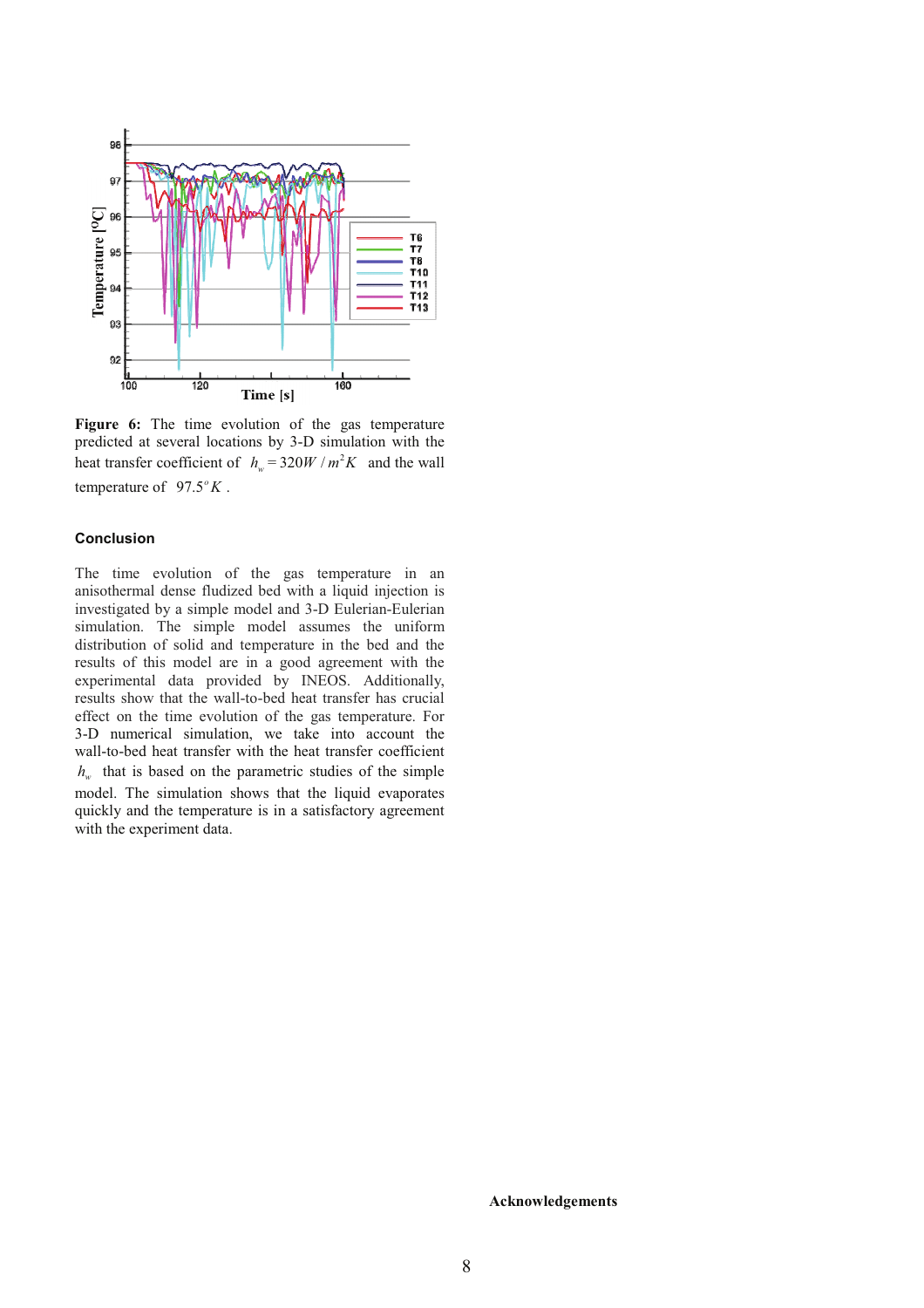**Figure 6:** The time evolution of the gas temperature predicted at several locations by 3-D simulation with the heat transfer coefficient of $h_w = 320 W/m^2K$ and the wall temperature of $97.5^o K$.

### Conclusion

The time evolution of the gas temperature in an anisothermal dense fludized bed with a liquid injection is investigated by a simple model and 3-D Eulerian-Eulerian simulation. The simple model assumes the uniform distribution of solid and temperature in the bed and the results of this model are in a good agreement with the experimental data provided by INEOS. Additionally, results show that the wall-to-bed heat transfer has crucial effect on the time evolution of the gas temperature. For 3-D numerical simulation, we take into account the wall-to-bed heat transfer with the heat transfer coefficient $h_w$ that is based on the parametric studies of the simple model. The simulation shows that the liquid evaporates quickly and the temperature is in a satisfactory agreement with the experiment data.

### Acknowledgements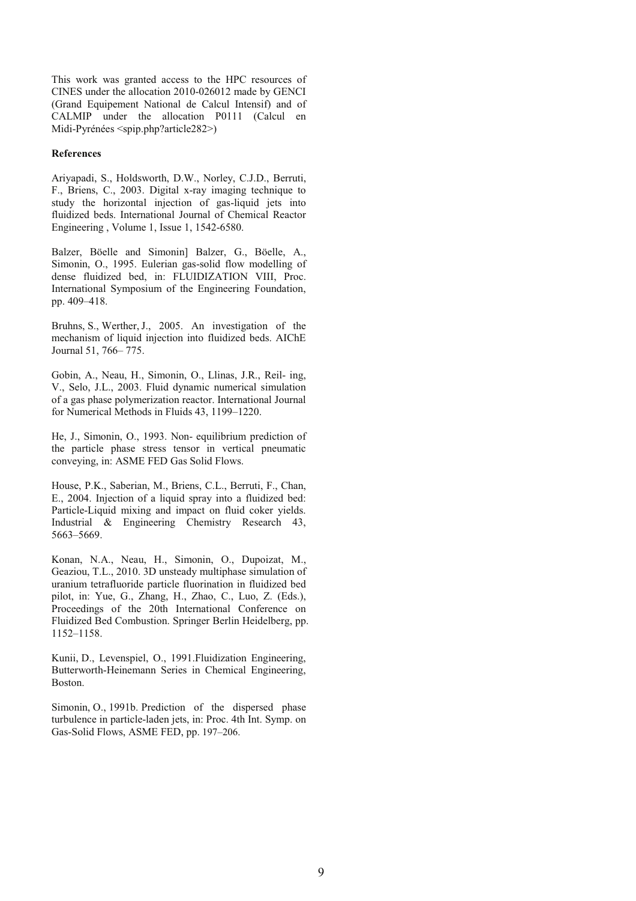This work was granted access to the HPC resources of CINES under the allocation 2010-026012 made by GENCI (Grand Equipement National de Calcul Intensif) and of CALMIP under the allocation P0111 (Calcul en Midi-Pyrénées <spip.php?article282>)

**References**

Ariyapadi, S., Holdsworth, D.W., Norley, C.J.D., Berruti, F., Briens, C., 2003. Digital x-ray imaging technique to study the horizontal injection of gas-liquid jets into fluidized beds. International Journal of Chemical Reactor Engineering , Volume 1, Issue 1, 1542-6580.

Balzer, Böelle and Simonin] Balzer, G., Böelle, A., Simonin, O., 1995. Eulerian gas-solid flow modelling of dense fluidized bed, in: FLUIDIZATION VIII, Proc. International Symposium of the Engineering Foundation, pp. 409–418.

Bruhns, S., Werther, J., 2005. An investigation of the mechanism of liquid injection into fluidized beds. AIChE Journal 51, 766– 775.

Gobin, A., Neau, H., Simonin, O., Llinas, J.R., Reil- ing, V., Selo, J.L., 2003. Fluid dynamic numerical simulation of a gas phase polymerization reactor. International Journal for Numerical Methods in Fluids 43, 1199–1220.

He, J., Simonin, O., 1993. Non- equilibrium prediction of the particle phase stress tensor in vertical pneumatic conveying, in: ASME FED Gas Solid Flows.

House, P.K., Saberian, M., Briens, C.L., Berruti, F., Chan, E., 2004. Injection of a liquid spray into a fluidized bed: Particle-Liquid mixing and impact on fluid coker yields. Industrial & Engineering Chemistry Research 43, 5663–5669.

Konan, N.A., Neau, H., Simonin, O., Dupoizat, M., Geaziou, T.L., 2010. 3D unsteady multiphase simulation of uranium tetrafluoride particle fluorination in fluidized bed pilot, in: Yue, G., Zhang, H., Zhao, C., Luo, Z. (Eds.), Proceedings of the 20th International Conference on Fluidized Bed Combustion. Springer Berlin Heidelberg, pp. 1152–1158.

Kunii, D., Levenspiel, O., 1991.Fluidization Engineering, Butterworth-Heinemann Series in Chemical Engineering, Boston.

Simonin, O., 1991b. Prediction of the dispersed phase turbulence in particle-laden jets, in: Proc. 4th Int. Symp. on Gas-Solid Flows, ASME FED, pp. 197–206.